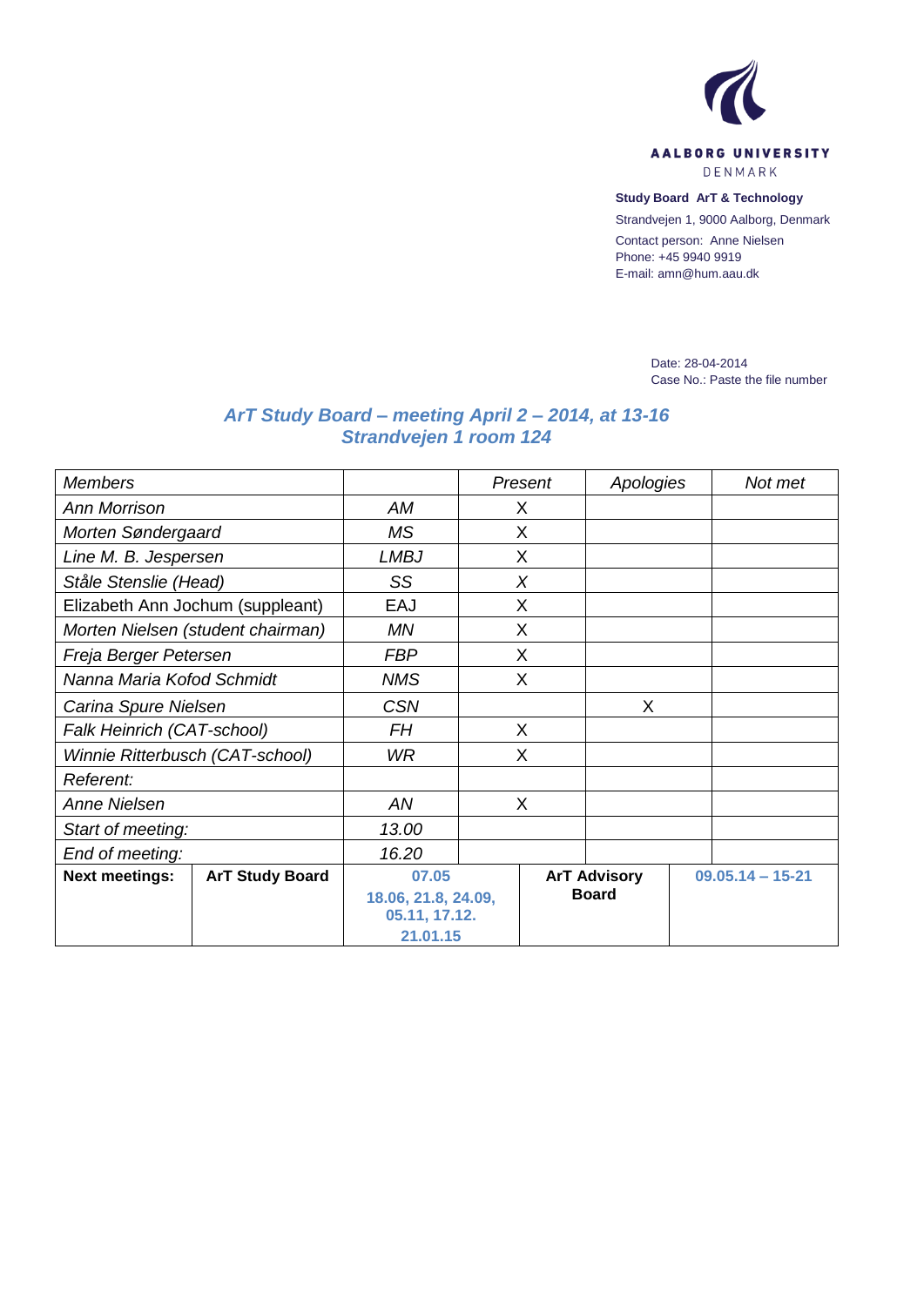AALBORG UNIVERSITY
DENMARK

**Study Board ArT & Technology**

Strandvejen 1, 9000 Aalborg, Denmark

Contact person: Anne Nielsen
Phone: +45 9940 9919
E-mail: amn@hum.aau.dk

Date: 28-04-2014
Case No.: Paste the file number

## *ArT Study Board – meeting April 2 – 2014, at 13-16*
## *Strandvejen 1 room 124*

| *Members* | | *Present* | *Apologies* | *Not met* |
|---|---|---|---|---|
| *Ann Morrison* | *AM* | X | | |
| *Morten Søndergaard* | *MS* | X | | |
| *Line M. B. Jespersen* | *LMBJ* | X | | |
| *Ståle Stenslie (Head)* | *SS* | *X* | | |
| Elizabeth Ann Jochum (suppleant) | EAJ | X | | |
| *Morten Nielsen (student chairman)* | *MN* | X | | |
| *Freja Berger Petersen* | *FBP* | X | | |
| *Nanna Maria Kofod Schmidt* | *NMS* | X | | |
| *Carina Spure Nielsen* | *CSN* | | X | |
| *Falk Heinrich (CAT-school)* | *FH* | X | | |
| *Winnie Ritterbusch (CAT-school)* | *WR* | X | | |
| *Referent:* | | | | |
| *Anne Nielsen* | *AN* | X | | |
| *Start of meeting:* | *13.00* | | | |
| *End of meeting:* | *16.20* | | | |

| **Next meetings:** | **ArT Study Board** | **07.05 18.06, 21.8, 24.09, 05.11, 17.12. 21.01.15** | **ArT Advisory Board** | **09.05.14 – 15-21** |
|---|---|---|---|---|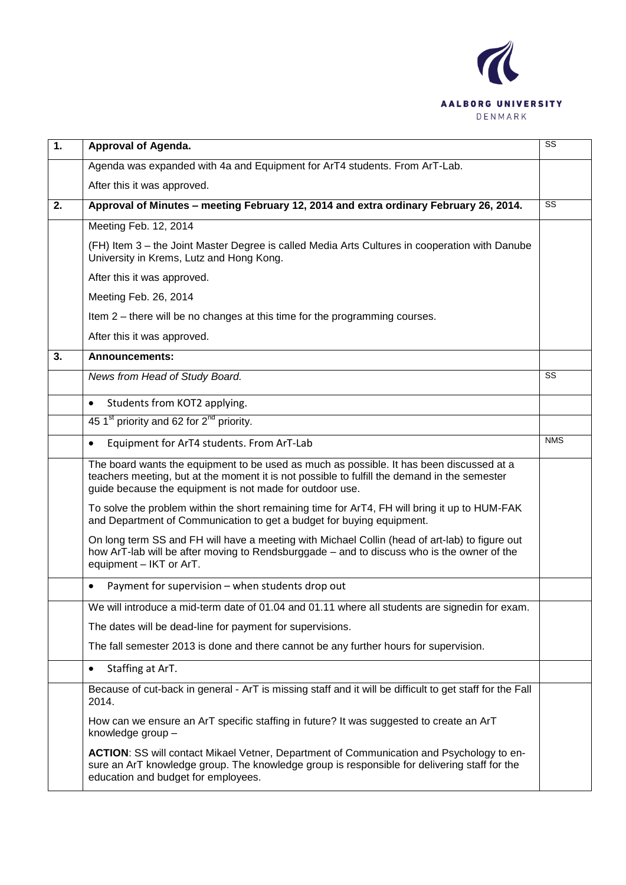| 1. | **Approval of Agenda.** | SS |
|---|---|---|
| | Agenda was expanded with 4a and Equipment for ArT4 students. From ArT-Lab.<br><br>After this it was approved. | |
| **2.** | **Approval of Minutes – meeting February 12, 2014 and extra ordinary February 26, 2014.** | SS |
| | Meeting Feb. 12, 2014<br><br>(FH) Item 3 – the Joint Master Degree is called Media Arts Cultures in cooperation with Danube University in Krems, Lutz and Hong Kong.<br><br>After this it was approved.<br><br>Meeting Feb. 26, 2014<br><br>Item 2 – there will be no changes at this time for the programming courses.<br><br>After this it was approved. | |
| **3.** | **Announcements:** | |
| | *News from Head of Study Board.* | SS |
| | • Students from KOT2 applying. | |
| | 45 1st priority and 62 for 2nd priority. | |
| | • Equipment for ArT4 students. From ArT-Lab | NMS |
| | The board wants the equipment to be used as much as possible. It has been discussed at a teachers meeting, but at the moment it is not possible to fulfill the demand in the semester guide because the equipment is not made for outdoor use.<br><br>To solve the problem within the short remaining time for ArT4, FH will bring it up to HUM-FAK and Department of Communication to get a budget for buying equipment.<br><br>On long term SS and FH will have a meeting with Michael Collin (head of art-lab) to figure out how ArT-lab will be after moving to Rendsburggade – and to discuss who is the owner of the equipment – IKT or ArT. | |
| | • Payment for supervision – when students drop out | |
| | We will introduce a mid-term date of 01.04 and 01.11 where all students are signedin for exam.<br><br>The dates will be dead-line for payment for supervisions.<br><br>The fall semester 2013 is done and there cannot be any further hours for supervision. | |
| | • Staffing at ArT. | |
| | Because of cut-back in general - ArT is missing staff and it will be difficult to get staff for the Fall 2014.<br><br>How can we ensure an ArT specific staffing in future? It was suggested to create an ArT knowledge group –<br><br>**ACTION**: SS will contact Mikael Vetner, Department of Communication and Psychology to en-sure an ArT knowledge group. The knowledge group is responsible for delivering staff for the education and budget for employees. | |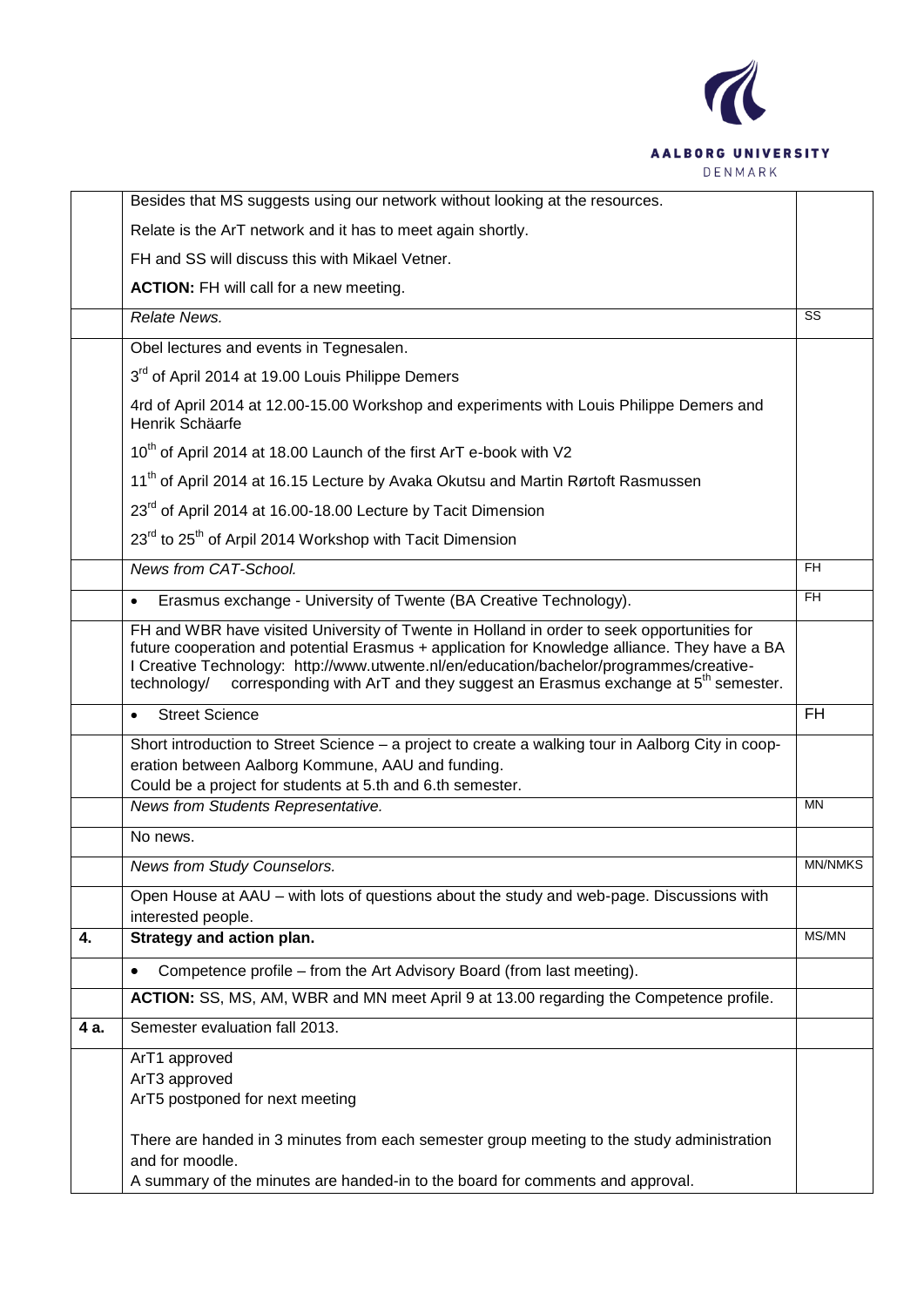| | | |
|---|---|---|
| | Besides that MS suggests using our network without looking at the resources. | |
| | Relate is the ArT network and it has to meet again shortly. | |
| | FH and SS will discuss this with Mikael Vetner. | |
| | **ACTION:** FH will call for a new meeting. | |
| | *Relate News.* | SS |
| | Obel lectures and events in Tegnesalen. | |
| | 3rd of April 2014 at 19.00 Louis Philippe Demers | |
| | 4rd of April 2014 at 12.00-15.00 Workshop and experiments with Louis Philippe Demers and Henrik Schäarfe | |
| | 10th of April 2014 at 18.00 Launch of the first ArT e-book with V2 | |
| | 11th of April 2014 at 16.15 Lecture by Avaka Okutsu and Martin Rørtoft Rasmussen | |
| | 23rd of April 2014 at 16.00-18.00 Lecture by Tacit Dimension | |
| | 23rd to 25th of Arpil 2014 Workshop with Tacit Dimension | |
| | *News from CAT-School.* | FH |
| | • Erasmus exchange - University of Twente (BA Creative Technology). | FH |
| | FH and WBR have visited University of Twente in Holland in order to seek opportunities for future cooperation and potential Erasmus + application for Knowledge alliance. They have a BA I Creative Technology: http://www.utwente.nl/en/education/bachelor/programmes/creative-technology/ corresponding with ArT and they suggest an Erasmus exchange at 5th semester. | |
| | • Street Science | FH |
| | Short introduction to Street Science – a project to create a walking tour in Aalborg City in cooperation between Aalborg Kommune, AAU and funding.<br>Could be a project for students at 5.th and 6.th semester. | |
| | *News from Students Representative.* | MN |
| | No news. | |
| | *News from Study Counselors.* | MN/NMKS |
| | Open House at AAU – with lots of questions about the study and web-page. Discussions with interested people. | |
| **4.** | **Strategy and action plan.** | MS/MN |
| | • Competence profile – from the Art Advisory Board (from last meeting). | |
| | **ACTION:** SS, MS, AM, WBR and MN meet April 9 at 13.00 regarding the Competence profile. | |
| **4 a.** | Semester evaluation fall 2013. | |
| | ArT1 approved<br>ArT3 approved<br>ArT5 postponed for next meeting<br><br>There are handed in 3 minutes from each semester group meeting to the study administration and for moodle.<br>A summary of the minutes are handed-in to the board for comments and approval. | |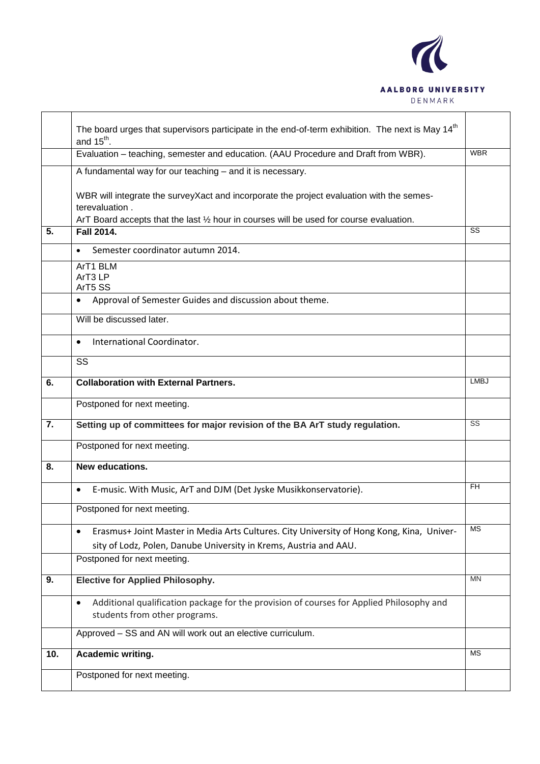| | | |
|---|---|---|
| | The board urges that supervisors participate in the end-of-term exhibition. The next is May 14th and 15th. | |
| | Evaluation – teaching, semester and education. (AAU Procedure and Draft from WBR). | WBR |
| | A fundamental way for our teaching – and it is necessary.<br><br>WBR will integrate the surveyXact and incorporate the project evaluation with the semesterevaluation .<br>ArT Board accepts that the last ½ hour in courses will be used for course evaluation. | |
| **5.** | **Fall 2014.** | SS |
| | • Semester coordinator autumn 2014. | |
| | ArT1 BLM<br>ArT3 LP<br>ArT5 SS | |
| | • Approval of Semester Guides and discussion about theme. | |
| | Will be discussed later. | |
| | • International Coordinator. | |
| | SS | |
| **6.** | **Collaboration with External Partners.** | LMBJ |
| | Postponed for next meeting. | |
| **7.** | **Setting up of committees for major revision of the BA ArT study regulation.** | SS |
| | Postponed for next meeting. | |
| **8.** | **New educations.** | |
| | • E-music. With Music, ArT and DJM (Det Jyske Musikkonservatorie). | FH |
| | Postponed for next meeting. | |
| | • Erasmus+ Joint Master in Media Arts Cultures. City University of Hong Kong, Kina, University of Lodz, Polen, Danube University in Krems, Austria and AAU. | MS |
| | Postponed for next meeting. | |
| **9.** | **Elective for Applied Philosophy.** | MN |
| | • Additional qualification package for the provision of courses for Applied Philosophy and students from other programs. | |
| | Approved – SS and AN will work out an elective curriculum. | |
| **10.** | **Academic writing.** | MS |
| | Postponed for next meeting. | |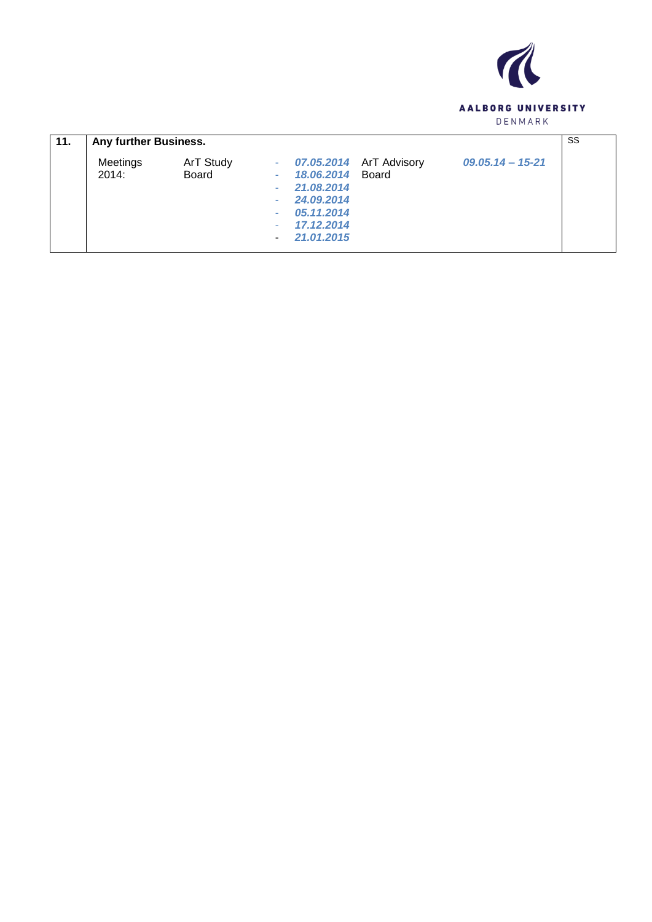| | | |
|---|---|---|
| **11.** | **Any further Business.**<br><br>Meetings 2014: ArT Study Board<br>- *07.05.2014*<br>- *18.06.2014*<br>- *21.08.2014*<br>- *24.09.2014*<br>- *05.11.2014*<br>- *17.12.2014*<br>- *21.01.2015*<br><br>ArT Advisory Board *09.05.14 – 15-21* | SS |